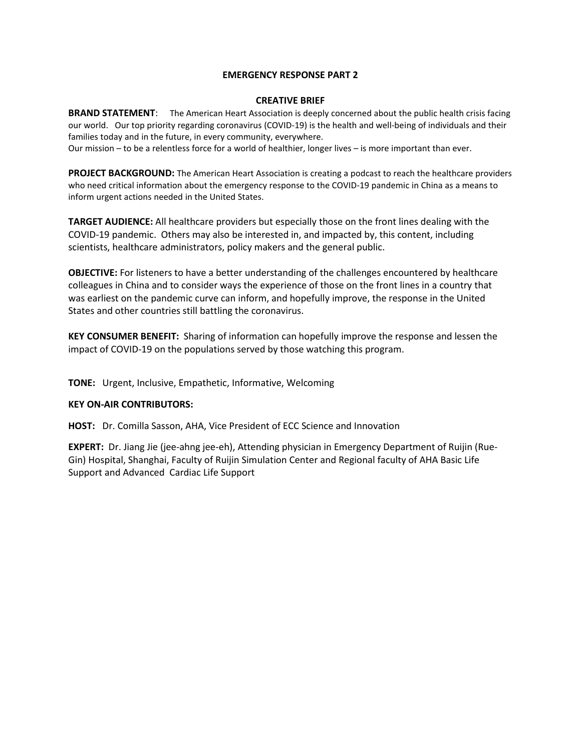**EMERGENCY RESPONSE PART 2**

**CREATIVE BRIEF**

**BRAND STATEMENT**: The American Heart Association is deeply concerned about the public health crisis facing our world. Our top priority regarding coronavirus (COVID-19) is the health and well-being of individuals and their families today and in the future, in every community, everywhere.
Our mission – to be a relentless force for a world of healthier, longer lives – is more important than ever.

**PROJECT BACKGROUND:** The American Heart Association is creating a podcast to reach the healthcare providers who need critical information about the emergency response to the COVID-19 pandemic in China as a means to inform urgent actions needed in the United States.

**TARGET AUDIENCE:** All healthcare providers but especially those on the front lines dealing with the COVID-19 pandemic. Others may also be interested in, and impacted by, this content, including scientists, healthcare administrators, policy makers and the general public.

**OBJECTIVE:** For listeners to have a better understanding of the challenges encountered by healthcare colleagues in China and to consider ways the experience of those on the front lines in a country that was earliest on the pandemic curve can inform, and hopefully improve, the response in the United States and other countries still battling the coronavirus.

**KEY CONSUMER BENEFIT:** Sharing of information can hopefully improve the response and lessen the impact of COVID-19 on the populations served by those watching this program.

**TONE:** Urgent, Inclusive, Empathetic, Informative, Welcoming

**KEY ON-AIR CONTRIBUTORS:**

**HOST:** Dr. Comilla Sasson, AHA, Vice President of ECC Science and Innovation

**EXPERT:** Dr. Jiang Jie (jee-ahng jee-eh), Attending physician in Emergency Department of Ruijin (Rue-Gin) Hospital, Shanghai, Faculty of Ruijin Simulation Center and Regional faculty of AHA Basic Life Support and Advanced Cardiac Life Support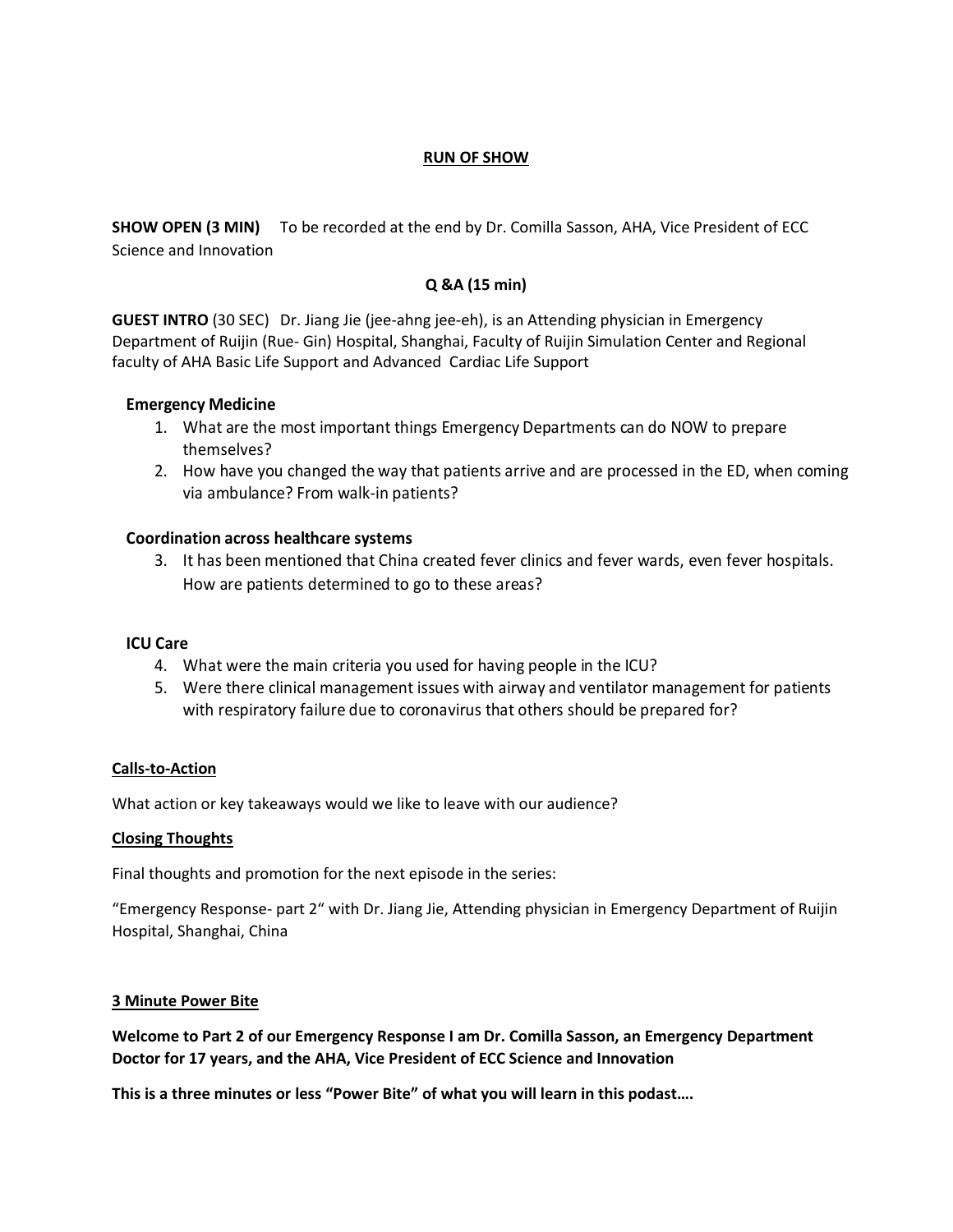# RUN OF SHOW

**SHOW OPEN (3 MIN)** To be recorded at the end by Dr. Comilla Sasson, AHA, Vice President of ECC Science and Innovation

## Q &A (15 min)

**GUEST INTRO** (30 SEC) Dr. Jiang Jie (jee-ahng jee-eh), is an Attending physician in Emergency Department of Ruijin (Rue- Gin) Hospital, Shanghai, Faculty of Ruijin Simulation Center and Regional faculty of AHA Basic Life Support and Advanced Cardiac Life Support

### Emergency Medicine

1. What are the most important things Emergency Departments can do NOW to prepare themselves?
2. How have you changed the way that patients arrive and are processed in the ED, when coming via ambulance? From walk-in patients?

### Coordination across healthcare systems

3. It has been mentioned that China created fever clinics and fever wards, even fever hospitals. How are patients determined to go to these areas?

### ICU Care

4. What were the main criteria you used for having people in the ICU?
5. Were there clinical management issues with airway and ventilator management for patients with respiratory failure due to coronavirus that others should be prepared for?

**Calls-to-Action**

What action or key takeaways would we like to leave with our audience?

**Closing Thoughts**

Final thoughts and promotion for the next episode in the series:

"Emergency Response- part 2" with Dr. Jiang Jie, Attending physician in Emergency Department of Ruijin Hospital, Shanghai, China

**3 Minute Power Bite**

**Welcome to Part 2 of our Emergency Response I am Dr. Comilla Sasson, an Emergency Department Doctor for 17 years, and the AHA, Vice President of ECC Science and Innovation**

**This is a three minutes or less "Power Bite" of what you will learn in this podast….**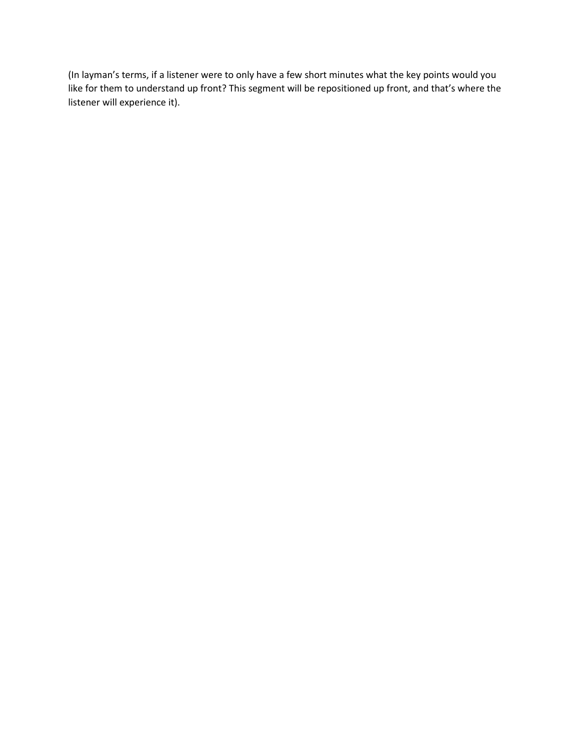(In layman's terms, if a listener were to only have a few short minutes what the key points would you like for them to understand up front? This segment will be repositioned up front, and that's where the listener will experience it).